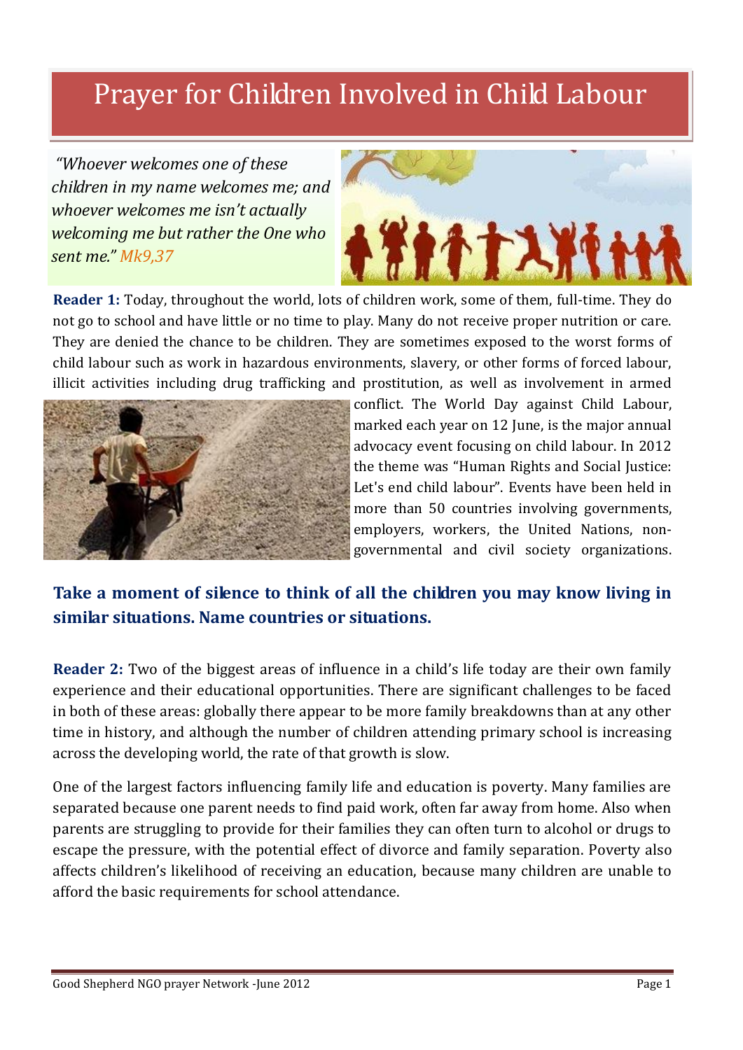# Prayer for Children Involved in Child Labour

*"Whoever welcomes one of these children in my name welcomes me; and whoever welcomes me isn't actually welcoming me but rather the One who sent me." Mk9,37*

**Reader 1:** Today, throughout the world, lots of children work, some of them, full-time. They do not go to school and have little or no time to play. Many do not receive proper nutrition or care. They are denied the chance to be children. They are sometimes exposed to the worst forms of child labour such as work in hazardous environments, slavery, or other forms of forced labour, illicit activities including drug trafficking and prostitution, as well as involvement in armed conflict. The World Day against Child Labour, marked each year on 12 June, is the major annual advocacy event focusing on child labour. In 2012 the theme was "Human Rights and Social Justice: Let's end child labour". Events have been held in more than 50 countries involving governments, employers, workers, the United Nations, non-governmental and civil society organizations.

**Take a moment of silence to think of all the children you may know living in similar situations. Name countries or situations.**

**Reader 2:** Two of the biggest areas of influence in a child's life today are their own family experience and their educational opportunities. There are significant challenges to be faced in both of these areas: globally there appear to be more family breakdowns than at any other time in history, and although the number of children attending primary school is increasing across the developing world, the rate of that growth is slow.

One of the largest factors influencing family life and education is poverty. Many families are separated because one parent needs to find paid work, often far away from home. Also when parents are struggling to provide for their families they can often turn to alcohol or drugs to escape the pressure, with the potential effect of divorce and family separation. Poverty also affects children's likelihood of receiving an education, because many children are unable to afford the basic requirements for school attendance.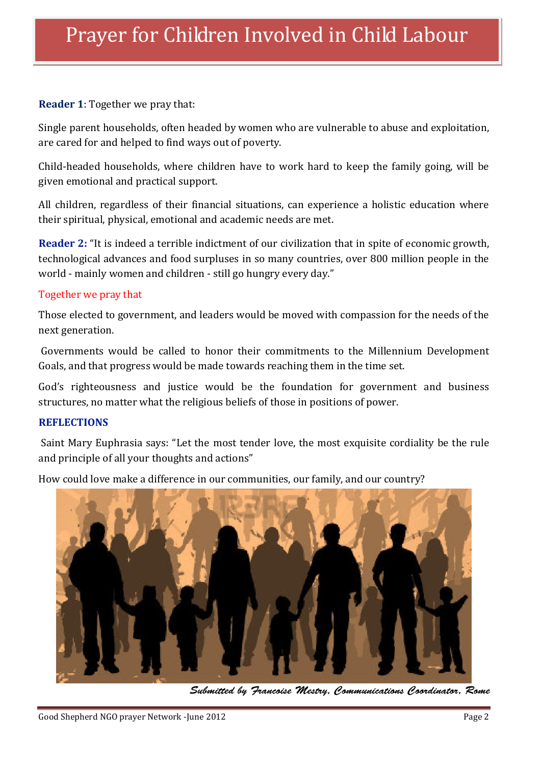# Prayer for Children Involved in Child Labour

**Reader 1**: Together we pray that:

Single parent households, often headed by women who are vulnerable to abuse and exploitation, are cared for and helped to find ways out of poverty.

Child-headed households, where children have to work hard to keep the family going, will be given emotional and practical support.

All children, regardless of their financial situations, can experience a holistic education where their spiritual, physical, emotional and academic needs are met.

**Reader 2:** "It is indeed a terrible indictment of our civilization that in spite of economic growth, technological advances and food surpluses in so many countries, over 800 million people in the world - mainly women and children - still go hungry every day."

Together we pray that

Those elected to government, and leaders would be moved with compassion for the needs of the next generation.

Governments would be called to honor their commitments to the Millennium Development Goals, and that progress would be made towards reaching them in the time set.

God's righteousness and justice would be the foundation for government and business structures, no matter what the religious beliefs of those in positions of power.

**REFLECTIONS**

Saint Mary Euphrasia says: "Let the most tender love, the most exquisite cordiality be the rule and principle of all your thoughts and actions"

How could love make a difference in our communities, our family, and our country?

*Submitted by Francoise Mestry, Communications Coordinator, Rome*